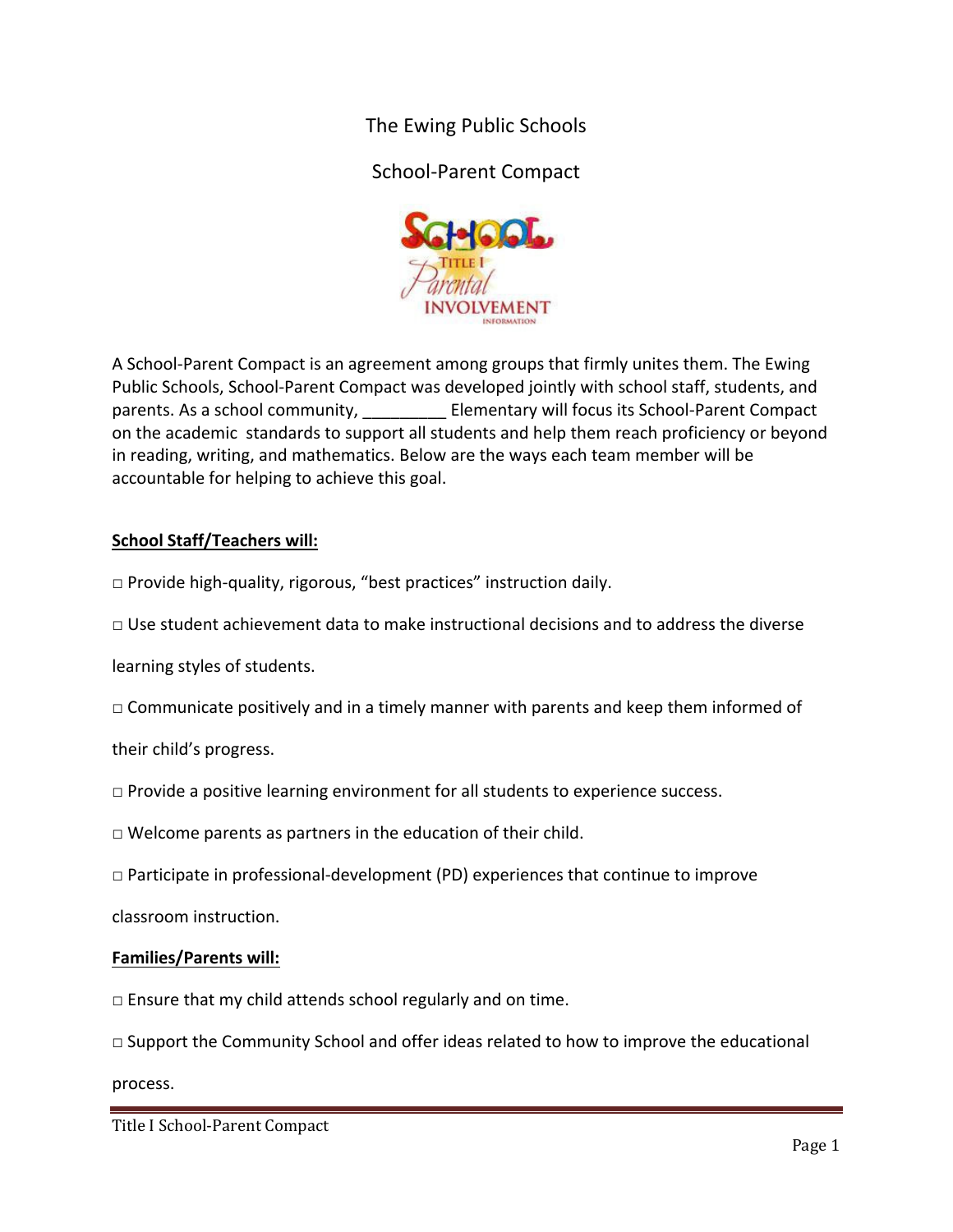# The Ewing Public Schools

## School-Parent Compact

A School-Parent Compact is an agreement among groups that firmly unites them. The Ewing Public Schools, School-Parent Compact was developed jointly with school staff, students, and parents. As a school community, _________ Elementary will focus its School-Parent Compact on the academic standards to support all students and help them reach proficiency or beyond in reading, writing, and mathematics. Below are the ways each team member will be accountable for helping to achieve this goal.

**School Staff/Teachers will:**

- □ Provide high-quality, rigorous, "best practices" instruction daily.
- □ Use student achievement data to make instructional decisions and to address the diverse learning styles of students.
- □ Communicate positively and in a timely manner with parents and keep them informed of their child's progress.
- □ Provide a positive learning environment for all students to experience success.
- □ Welcome parents as partners in the education of their child.
- □ Participate in professional-development (PD) experiences that continue to improve classroom instruction.

**Families/Parents will:**

- □ Ensure that my child attends school regularly and on time.
- □ Support the Community School and offer ideas related to how to improve the educational process.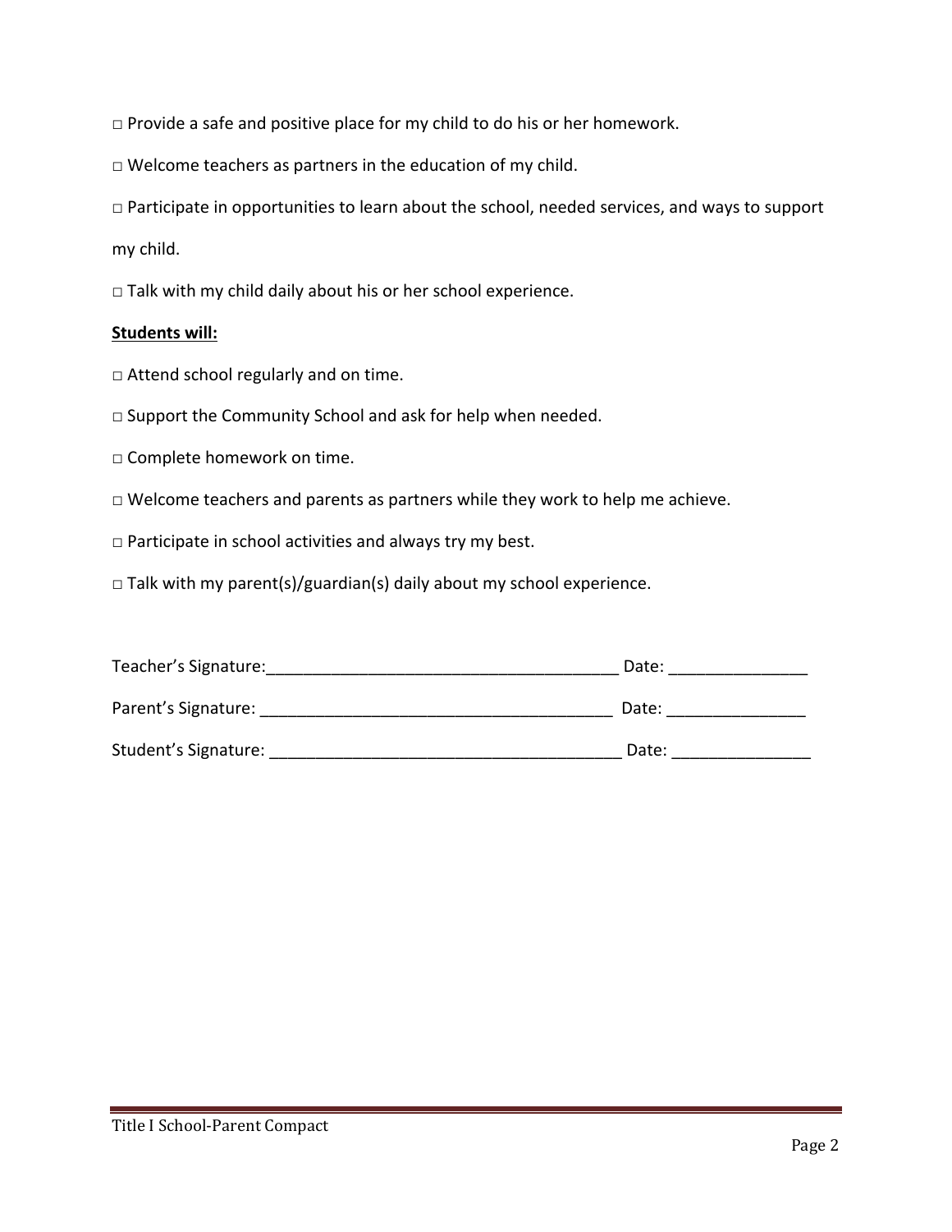□ Provide a safe and positive place for my child to do his or her homework.

□ Welcome teachers as partners in the education of my child.

□ Participate in opportunities to learn about the school, needed services, and ways to support my child.

□ Talk with my child daily about his or her school experience.

**Students will:**

□ Attend school regularly and on time.

□ Support the Community School and ask for help when needed.

□ Complete homework on time.

□ Welcome teachers and parents as partners while they work to help me achieve.

□ Participate in school activities and always try my best.

□ Talk with my parent(s)/guardian(s) daily about my school experience.

Teacher's Signature:_______________________________________ Date: _______________

Parent's Signature: _______________________________________ Date: _______________

Student's Signature: _______________________________________ Date: _______________